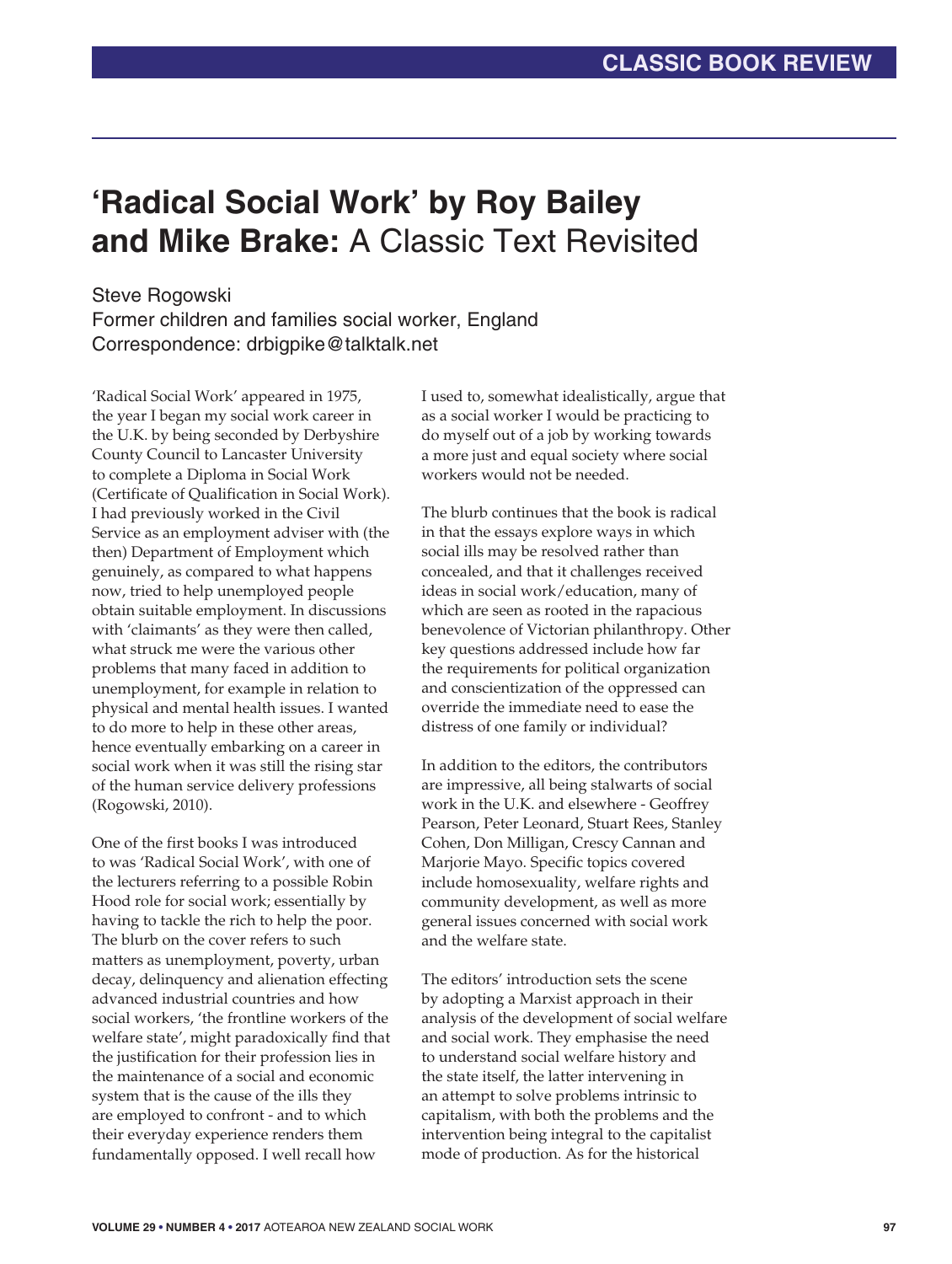CLASSIC BOOK REVIEW

# 'Radical Social Work' by Roy Bailey and Mike Brake: A Classic Text Revisited

Steve Rogowski
Former children and families social worker, England
Correspondence: drbigpike@talktalk.net

'Radical Social Work' appeared in 1975, the year I began my social work career in the U.K. by being seconded by Derbyshire County Council to Lancaster University to complete a Diploma in Social Work (Certificate of Qualification in Social Work). I had previously worked in the Civil Service as an employment adviser with (the then) Department of Employment which genuinely, as compared to what happens now, tried to help unemployed people obtain suitable employment. In discussions with 'claimants' as they were then called, what struck me were the various other problems that many faced in addition to unemployment, for example in relation to physical and mental health issues. I wanted to do more to help in these other areas, hence eventually embarking on a career in social work when it was still the rising star of the human service delivery professions (Rogowski, 2010).

One of the first books I was introduced to was 'Radical Social Work', with one of the lecturers referring to a possible Robin Hood role for social work; essentially by having to tackle the rich to help the poor. The blurb on the cover refers to such matters as unemployment, poverty, urban decay, delinquency and alienation effecting advanced industrial countries and how social workers, 'the frontline workers of the welfare state', might paradoxically find that the justification for their profession lies in the maintenance of a social and economic system that is the cause of the ills they are employed to confront - and to which their everyday experience renders them fundamentally opposed. I well recall how I used to, somewhat idealistically, argue that as a social worker I would be practicing to do myself out of a job by working towards a more just and equal society where social workers would not be needed.

The blurb continues that the book is radical in that the essays explore ways in which social ills may be resolved rather than concealed, and that it challenges received ideas in social work/education, many of which are seen as rooted in the rapacious benevolence of Victorian philanthropy. Other key questions addressed include how far the requirements for political organization and conscientization of the oppressed can override the immediate need to ease the distress of one family or individual?

In addition to the editors, the contributors are impressive, all being stalwarts of social work in the U.K. and elsewhere - Geoffrey Pearson, Peter Leonard, Stuart Rees, Stanley Cohen, Don Milligan, Crescy Cannan and Marjorie Mayo. Specific topics covered include homosexuality, welfare rights and community development, as well as more general issues concerned with social work and the welfare state.

The editors' introduction sets the scene by adopting a Marxist approach in their analysis of the development of social welfare and social work. They emphasise the need to understand social welfare history and the state itself, the latter intervening in an attempt to solve problems intrinsic to capitalism, with both the problems and the intervention being integral to the capitalist mode of production. As for the historical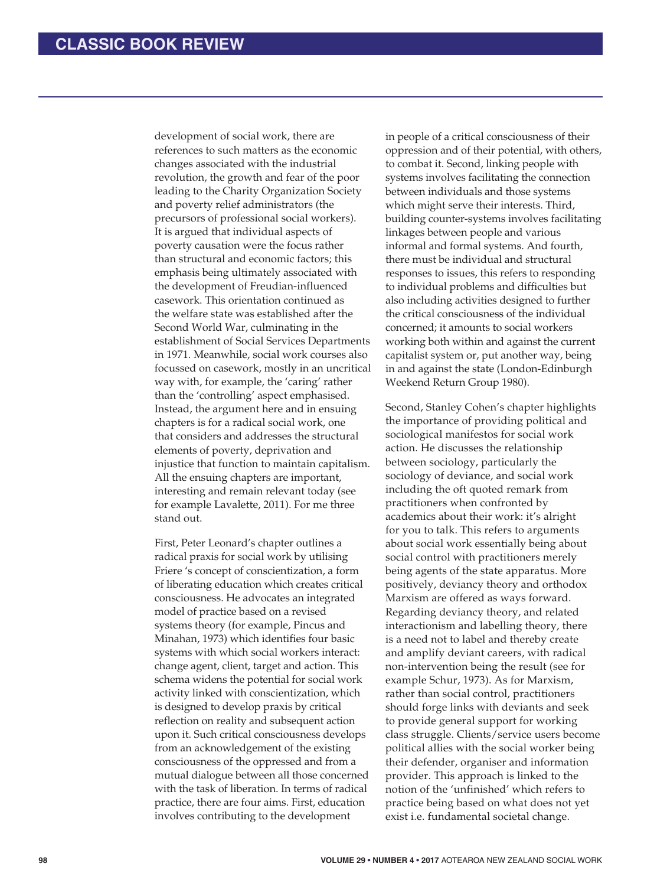development of social work, there are references to such matters as the economic changes associated with the industrial revolution, the growth and fear of the poor leading to the Charity Organization Society and poverty relief administrators (the precursors of professional social workers). It is argued that individual aspects of poverty causation were the focus rather than structural and economic factors; this emphasis being ultimately associated with the development of Freudian-influenced casework. This orientation continued as the welfare state was established after the Second World War, culminating in the establishment of Social Services Departments in 1971. Meanwhile, social work courses also focussed on casework, mostly in an uncritical way with, for example, the 'caring' rather than the 'controlling' aspect emphasised. Instead, the argument here and in ensuing chapters is for a radical social work, one that considers and addresses the structural elements of poverty, deprivation and injustice that function to maintain capitalism. All the ensuing chapters are important, interesting and remain relevant today (see for example Lavalette, 2011). For me three stand out.

First, Peter Leonard's chapter outlines a radical praxis for social work by utilising Friere 's concept of conscientization, a form of liberating education which creates critical consciousness. He advocates an integrated model of practice based on a revised systems theory (for example, Pincus and Minahan, 1973) which identifies four basic systems with which social workers interact: change agent, client, target and action. This schema widens the potential for social work activity linked with conscientization, which is designed to develop praxis by critical reflection on reality and subsequent action upon it. Such critical consciousness develops from an acknowledgement of the existing consciousness of the oppressed and from a mutual dialogue between all those concerned with the task of liberation. In terms of radical practice, there are four aims. First, education involves contributing to the development in people of a critical consciousness of their oppression and of their potential, with others, to combat it. Second, linking people with systems involves facilitating the connection between individuals and those systems which might serve their interests. Third, building counter-systems involves facilitating linkages between people and various informal and formal systems. And fourth, there must be individual and structural responses to issues, this refers to responding to individual problems and difficulties but also including activities designed to further the critical consciousness of the individual concerned; it amounts to social workers working both within and against the current capitalist system or, put another way, being in and against the state (London-Edinburgh Weekend Return Group 1980).

Second, Stanley Cohen's chapter highlights the importance of providing political and sociological manifestos for social work action. He discusses the relationship between sociology, particularly the sociology of deviance, and social work including the oft quoted remark from practitioners when confronted by academics about their work: it's alright for you to talk. This refers to arguments about social work essentially being about social control with practitioners merely being agents of the state apparatus. More positively, deviancy theory and orthodox Marxism are offered as ways forward. Regarding deviancy theory, and related interactionism and labelling theory, there is a need not to label and thereby create and amplify deviant careers, with radical non-intervention being the result (see for example Schur, 1973). As for Marxism, rather than social control, practitioners should forge links with deviants and seek to provide general support for working class struggle. Clients/service users become political allies with the social worker being their defender, organiser and information provider. This approach is linked to the notion of the 'unfinished' which refers to practice being based on what does not yet exist i.e. fundamental societal change.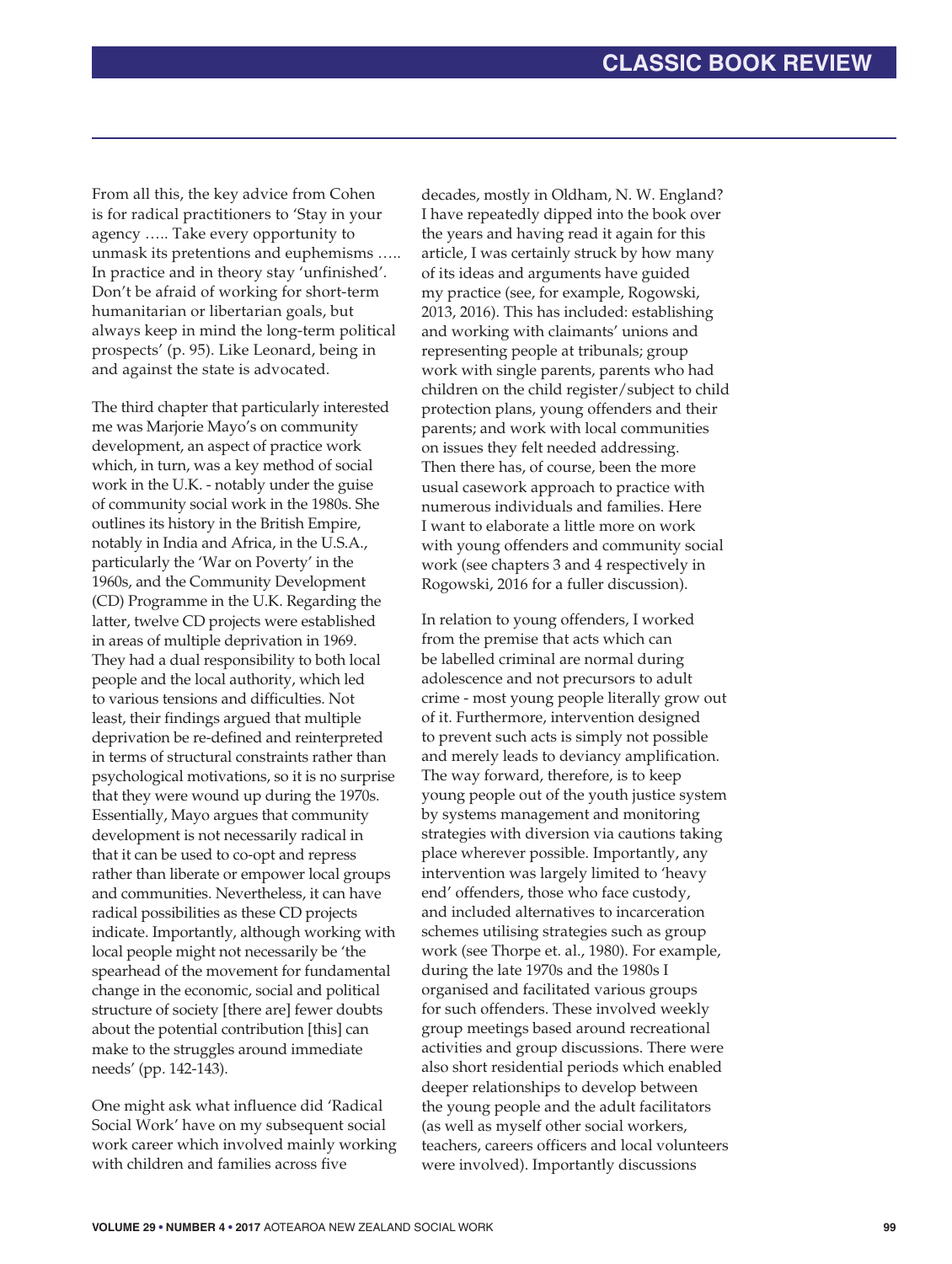From all this, the key advice from Cohen is for radical practitioners to 'Stay in your agency ….. Take every opportunity to unmask its pretentions and euphemisms ….. In practice and in theory stay 'unfinished'. Don't be afraid of working for short-term humanitarian or libertarian goals, but always keep in mind the long-term political prospects' (p. 95). Like Leonard, being in and against the state is advocated.

The third chapter that particularly interested me was Marjorie Mayo's on community development, an aspect of practice work which, in turn, was a key method of social work in the U.K. - notably under the guise of community social work in the 1980s. She outlines its history in the British Empire, notably in India and Africa, in the U.S.A., particularly the 'War on Poverty' in the 1960s, and the Community Development (CD) Programme in the U.K. Regarding the latter, twelve CD projects were established in areas of multiple deprivation in 1969. They had a dual responsibility to both local people and the local authority, which led to various tensions and difficulties. Not least, their findings argued that multiple deprivation be re-defined and reinterpreted in terms of structural constraints rather than psychological motivations, so it is no surprise that they were wound up during the 1970s. Essentially, Mayo argues that community development is not necessarily radical in that it can be used to co-opt and repress rather than liberate or empower local groups and communities. Nevertheless, it can have radical possibilities as these CD projects indicate. Importantly, although working with local people might not necessarily be 'the spearhead of the movement for fundamental change in the economic, social and political structure of society [there are] fewer doubts about the potential contribution [this] can make to the struggles around immediate needs' (pp. 142-143).

One might ask what influence did 'Radical Social Work' have on my subsequent social work career which involved mainly working with children and families across five decades, mostly in Oldham, N. W. England? I have repeatedly dipped into the book over the years and having read it again for this article, I was certainly struck by how many of its ideas and arguments have guided my practice (see, for example, Rogowski, 2013, 2016). This has included: establishing and working with claimants' unions and representing people at tribunals; group work with single parents, parents who had children on the child register/subject to child protection plans, young offenders and their parents; and work with local communities on issues they felt needed addressing. Then there has, of course, been the more usual casework approach to practice with numerous individuals and families. Here I want to elaborate a little more on work with young offenders and community social work (see chapters 3 and 4 respectively in Rogowski, 2016 for a fuller discussion).

In relation to young offenders, I worked from the premise that acts which can be labelled criminal are normal during adolescence and not precursors to adult crime - most young people literally grow out of it. Furthermore, intervention designed to prevent such acts is simply not possible and merely leads to deviancy amplification. The way forward, therefore, is to keep young people out of the youth justice system by systems management and monitoring strategies with diversion via cautions taking place wherever possible. Importantly, any intervention was largely limited to 'heavy end' offenders, those who face custody, and included alternatives to incarceration schemes utilising strategies such as group work (see Thorpe et. al., 1980). For example, during the late 1970s and the 1980s I organised and facilitated various groups for such offenders. These involved weekly group meetings based around recreational activities and group discussions. There were also short residential periods which enabled deeper relationships to develop between the young people and the adult facilitators (as well as myself other social workers, teachers, careers officers and local volunteers were involved). Importantly discussions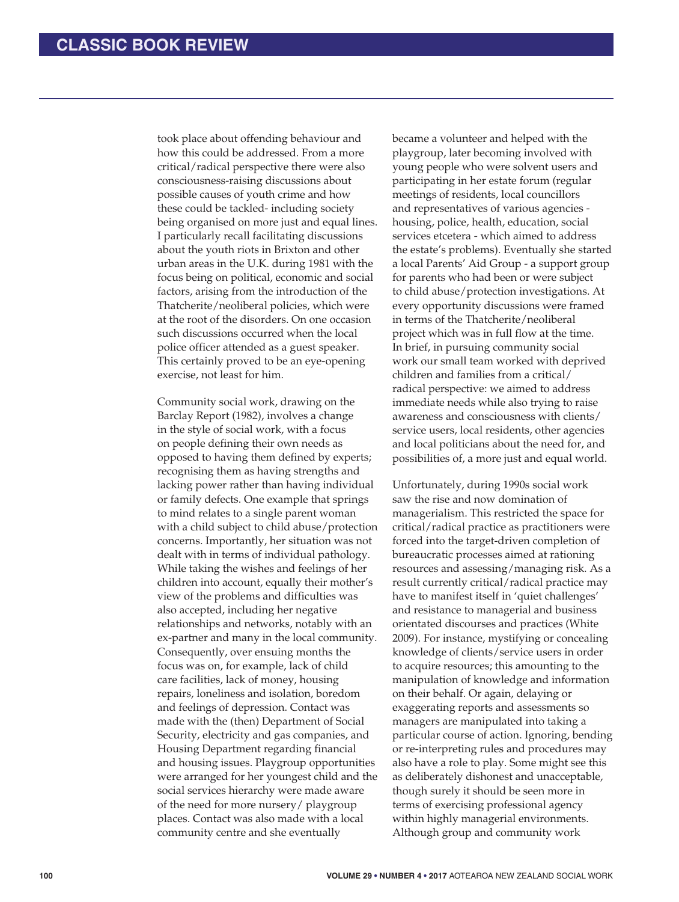took place about offending behaviour and how this could be addressed. From a more critical/radical perspective there were also consciousness-raising discussions about possible causes of youth crime and how these could be tackled- including society being organised on more just and equal lines. I particularly recall facilitating discussions about the youth riots in Brixton and other urban areas in the U.K. during 1981 with the focus being on political, economic and social factors, arising from the introduction of the Thatcherite/neoliberal policies, which were at the root of the disorders. On one occasion such discussions occurred when the local police officer attended as a guest speaker. This certainly proved to be an eye-opening exercise, not least for him.

Community social work, drawing on the Barclay Report (1982), involves a change in the style of social work, with a focus on people defining their own needs as opposed to having them defined by experts; recognising them as having strengths and lacking power rather than having individual or family defects. One example that springs to mind relates to a single parent woman with a child subject to child abuse/protection concerns. Importantly, her situation was not dealt with in terms of individual pathology. While taking the wishes and feelings of her children into account, equally their mother's view of the problems and difficulties was also accepted, including her negative relationships and networks, notably with an ex-partner and many in the local community. Consequently, over ensuing months the focus was on, for example, lack of child care facilities, lack of money, housing repairs, loneliness and isolation, boredom and feelings of depression. Contact was made with the (then) Department of Social Security, electricity and gas companies, and Housing Department regarding financial and housing issues. Playgroup opportunities were arranged for her youngest child and the social services hierarchy were made aware of the need for more nursery/ playgroup places. Contact was also made with a local community centre and she eventually became a volunteer and helped with the playgroup, later becoming involved with young people who were solvent users and participating in her estate forum (regular meetings of residents, local councillors and representatives of various agencies - housing, police, health, education, social services etcetera - which aimed to address the estate's problems). Eventually she started a local Parents' Aid Group - a support group for parents who had been or were subject to child abuse/protection investigations. At every opportunity discussions were framed in terms of the Thatcherite/neoliberal project which was in full flow at the time. In brief, in pursuing community social work our small team worked with deprived children and families from a critical/ radical perspective: we aimed to address immediate needs while also trying to raise awareness and consciousness with clients/ service users, local residents, other agencies and local politicians about the need for, and possibilities of, a more just and equal world.

Unfortunately, during 1990s social work saw the rise and now domination of managerialism. This restricted the space for critical/radical practice as practitioners were forced into the target-driven completion of bureaucratic processes aimed at rationing resources and assessing/managing risk. As a result currently critical/radical practice may have to manifest itself in 'quiet challenges' and resistance to managerial and business orientated discourses and practices (White 2009). For instance, mystifying or concealing knowledge of clients/service users in order to acquire resources; this amounting to the manipulation of knowledge and information on their behalf. Or again, delaying or exaggerating reports and assessments so managers are manipulated into taking a particular course of action. Ignoring, bending or re-interpreting rules and procedures may also have a role to play. Some might see this as deliberately dishonest and unacceptable, though surely it should be seen more in terms of exercising professional agency within highly managerial environments. Although group and community work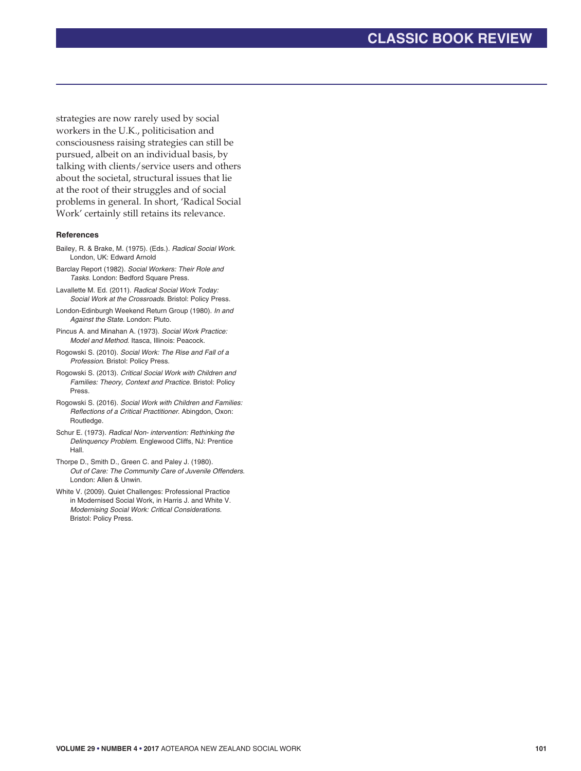strategies are now rarely used by social workers in the U.K., politicisation and consciousness raising strategies can still be pursued, albeit on an individual basis, by talking with clients/service users and others about the societal, structural issues that lie at the root of their struggles and of social problems in general. In short, 'Radical Social Work' certainly still retains its relevance.

### References

Bailey, R. & Brake, M. (1975). (Eds.). *Radical Social Work*. London, UK: Edward Arnold

Barclay Report (1982). *Social Workers: Their Role and Tasks*. London: Bedford Square Press.

Lavallette M. Ed. (2011). *Radical Social Work Today: Social Work at the Crossroads*. Bristol: Policy Press.

London-Edinburgh Weekend Return Group (1980). *In and Against the State*. London: Pluto.

Pincus A. and Minahan A. (1973). *Social Work Practice: Model and Method*. Itasca, Illinois: Peacock.

Rogowski S. (2010). *Social Work: The Rise and Fall of a Profession*. Bristol: Policy Press.

Rogowski S. (2013). *Critical Social Work with Children and Families: Theory, Context and Practice*. Bristol: Policy Press.

Rogowski S. (2016). *Social Work with Children and Families: Reflections of a Critical Practitioner*. Abingdon, Oxon: Routledge.

Schur E. (1973). *Radical Non- intervention: Rethinking the Delinquency Problem*. Englewood Cliffs, NJ: Prentice Hall.

Thorpe D., Smith D., Green C. and Paley J. (1980). *Out of Care: The Community Care of Juvenile Offenders*. London: Allen & Unwin.

White V. (2009). Quiet Challenges: Professional Practice in Modernised Social Work, in Harris J. and White V. *Modernising Social Work: Critical Considerations*. Bristol: Policy Press.